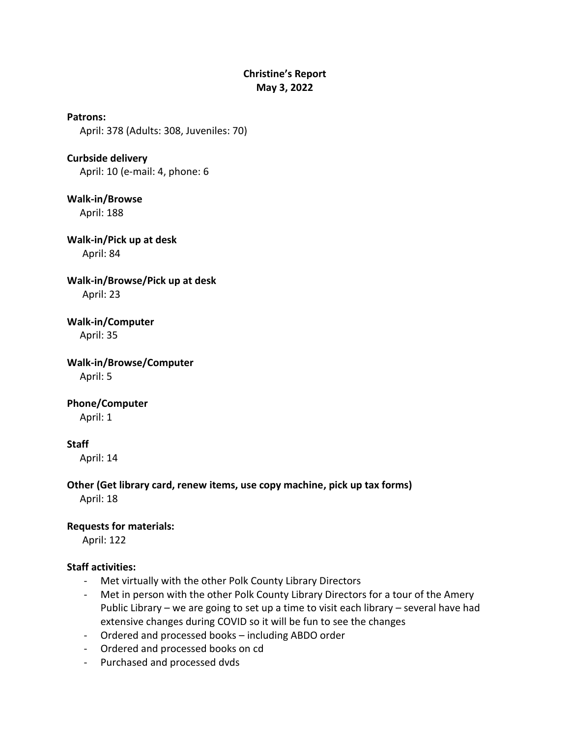**Christine's Report**
**May 3, 2022**

**Patrons:**
April: 378 (Adults: 308, Juveniles: 70)

**Curbside delivery**
April: 10 (e-mail: 4, phone: 6

**Walk-in/Browse**
April: 188

**Walk-in/Pick up at desk**
April: 84

**Walk-in/Browse/Pick up at desk**
April: 23

**Walk-in/Computer**
April: 35

**Walk-in/Browse/Computer**
April: 5

**Phone/Computer**
April: 1

**Staff**
April: 14

**Other (Get library card, renew items, use copy machine, pick up tax forms)**
April: 18

**Requests for materials:**
April: 122

**Staff activities:**

- Met virtually with the other Polk County Library Directors
- Met in person with the other Polk County Library Directors for a tour of the Amery Public Library – we are going to set up a time to visit each library – several have had extensive changes during COVID so it will be fun to see the changes
- Ordered and processed books – including ABDO order
- Ordered and processed books on cd
- Purchased and processed dvds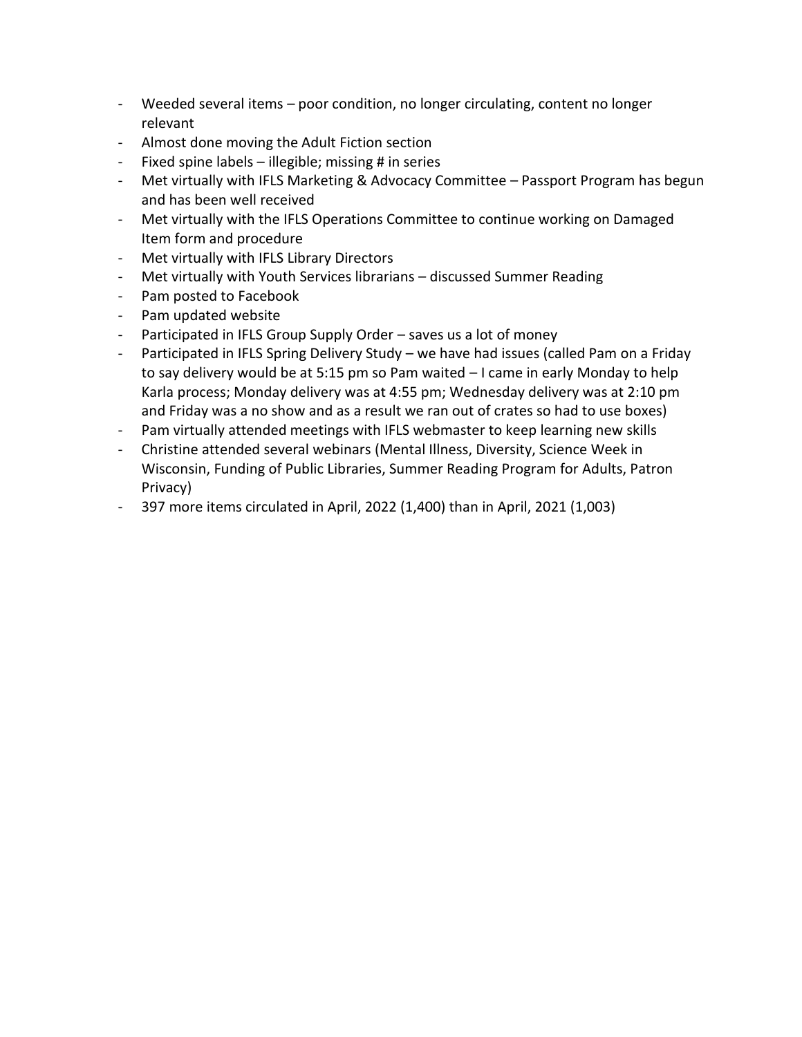- Weeded several items – poor condition, no longer circulating, content no longer relevant
- Almost done moving the Adult Fiction section
- Fixed spine labels – illegible; missing # in series
- Met virtually with IFLS Marketing & Advocacy Committee – Passport Program has begun and has been well received
- Met virtually with the IFLS Operations Committee to continue working on Damaged Item form and procedure
- Met virtually with IFLS Library Directors
- Met virtually with Youth Services librarians – discussed Summer Reading
- Pam posted to Facebook
- Pam updated website
- Participated in IFLS Group Supply Order – saves us a lot of money
- Participated in IFLS Spring Delivery Study – we have had issues (called Pam on a Friday to say delivery would be at 5:15 pm so Pam waited – I came in early Monday to help Karla process; Monday delivery was at 4:55 pm; Wednesday delivery was at 2:10 pm and Friday was a no show and as a result we ran out of crates so had to use boxes)
- Pam virtually attended meetings with IFLS webmaster to keep learning new skills
- Christine attended several webinars (Mental Illness, Diversity, Science Week in Wisconsin, Funding of Public Libraries, Summer Reading Program for Adults, Patron Privacy)
- 397 more items circulated in April, 2022 (1,400) than in April, 2021 (1,003)